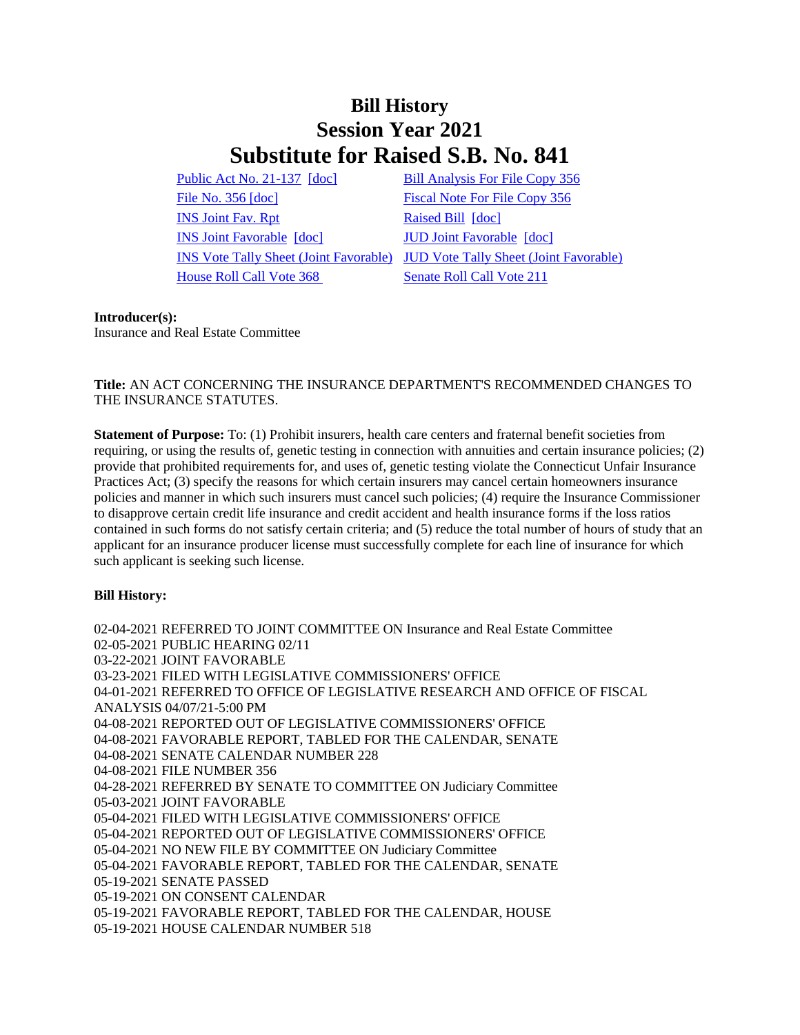# Bill History
# Session Year 2021
# Substitute for Raised S.B. No. 841

| | |
|---|---|
| Public Act No. 21-137 [doc] | Bill Analysis For File Copy 356 |
| File No. 356 [doc] | Fiscal Note For File Copy 356 |
| INS Joint Fav. Rpt | Raised Bill [doc] |
| INS Joint Favorable [doc] | JUD Joint Favorable [doc] |
| INS Vote Tally Sheet (Joint Favorable) | JUD Vote Tally Sheet (Joint Favorable) |
| House Roll Call Vote 368 | Senate Roll Call Vote 211 |

**Introducer(s):**
Insurance and Real Estate Committee

**Title:** AN ACT CONCERNING THE INSURANCE DEPARTMENT'S RECOMMENDED CHANGES TO THE INSURANCE STATUTES.

**Statement of Purpose:** To: (1) Prohibit insurers, health care centers and fraternal benefit societies from requiring, or using the results of, genetic testing in connection with annuities and certain insurance policies; (2) provide that prohibited requirements for, and uses of, genetic testing violate the Connecticut Unfair Insurance Practices Act; (3) specify the reasons for which certain insurers may cancel certain homeowners insurance policies and manner in which such insurers must cancel such policies; (4) require the Insurance Commissioner to disapprove certain credit life insurance and credit accident and health insurance forms if the loss ratios contained in such forms do not satisfy certain criteria; and (5) reduce the total number of hours of study that an applicant for an insurance producer license must successfully complete for each line of insurance for which such applicant is seeking such license.

**Bill History:**

02-04-2021 REFERRED TO JOINT COMMITTEE ON Insurance and Real Estate Committee
02-05-2021 PUBLIC HEARING 02/11
03-22-2021 JOINT FAVORABLE
03-23-2021 FILED WITH LEGISLATIVE COMMISSIONERS' OFFICE
04-01-2021 REFERRED TO OFFICE OF LEGISLATIVE RESEARCH AND OFFICE OF FISCAL ANALYSIS 04/07/21-5:00 PM
04-08-2021 REPORTED OUT OF LEGISLATIVE COMMISSIONERS' OFFICE
04-08-2021 FAVORABLE REPORT, TABLED FOR THE CALENDAR, SENATE
04-08-2021 SENATE CALENDAR NUMBER 228
04-08-2021 FILE NUMBER 356
04-28-2021 REFERRED BY SENATE TO COMMITTEE ON Judiciary Committee
05-03-2021 JOINT FAVORABLE
05-04-2021 FILED WITH LEGISLATIVE COMMISSIONERS' OFFICE
05-04-2021 REPORTED OUT OF LEGISLATIVE COMMISSIONERS' OFFICE
05-04-2021 NO NEW FILE BY COMMITTEE ON Judiciary Committee
05-04-2021 FAVORABLE REPORT, TABLED FOR THE CALENDAR, SENATE
05-19-2021 SENATE PASSED
05-19-2021 ON CONSENT CALENDAR
05-19-2021 FAVORABLE REPORT, TABLED FOR THE CALENDAR, HOUSE
05-19-2021 HOUSE CALENDAR NUMBER 518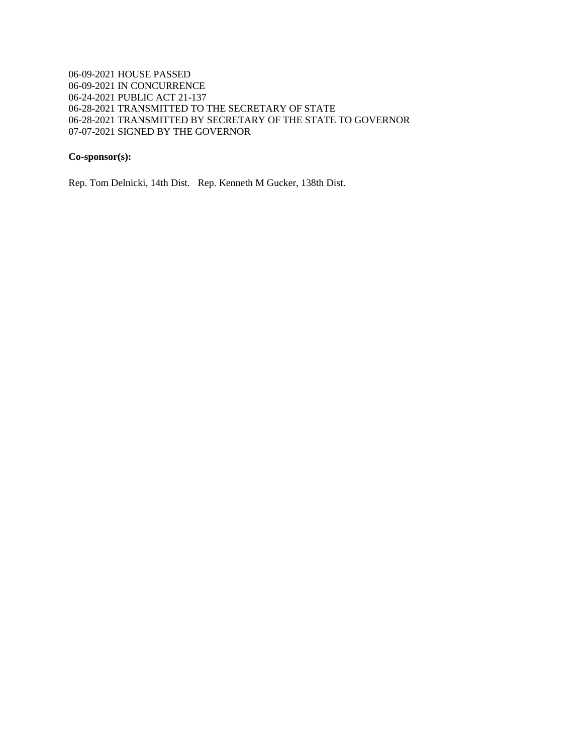06-09-2021 HOUSE PASSED
06-09-2021 IN CONCURRENCE
06-24-2021 PUBLIC ACT 21-137
06-28-2021 TRANSMITTED TO THE SECRETARY OF STATE
06-28-2021 TRANSMITTED BY SECRETARY OF THE STATE TO GOVERNOR
07-07-2021 SIGNED BY THE GOVERNOR

**Co-sponsor(s):**

Rep. Tom Delnicki, 14th Dist.   Rep. Kenneth M Gucker, 138th Dist.